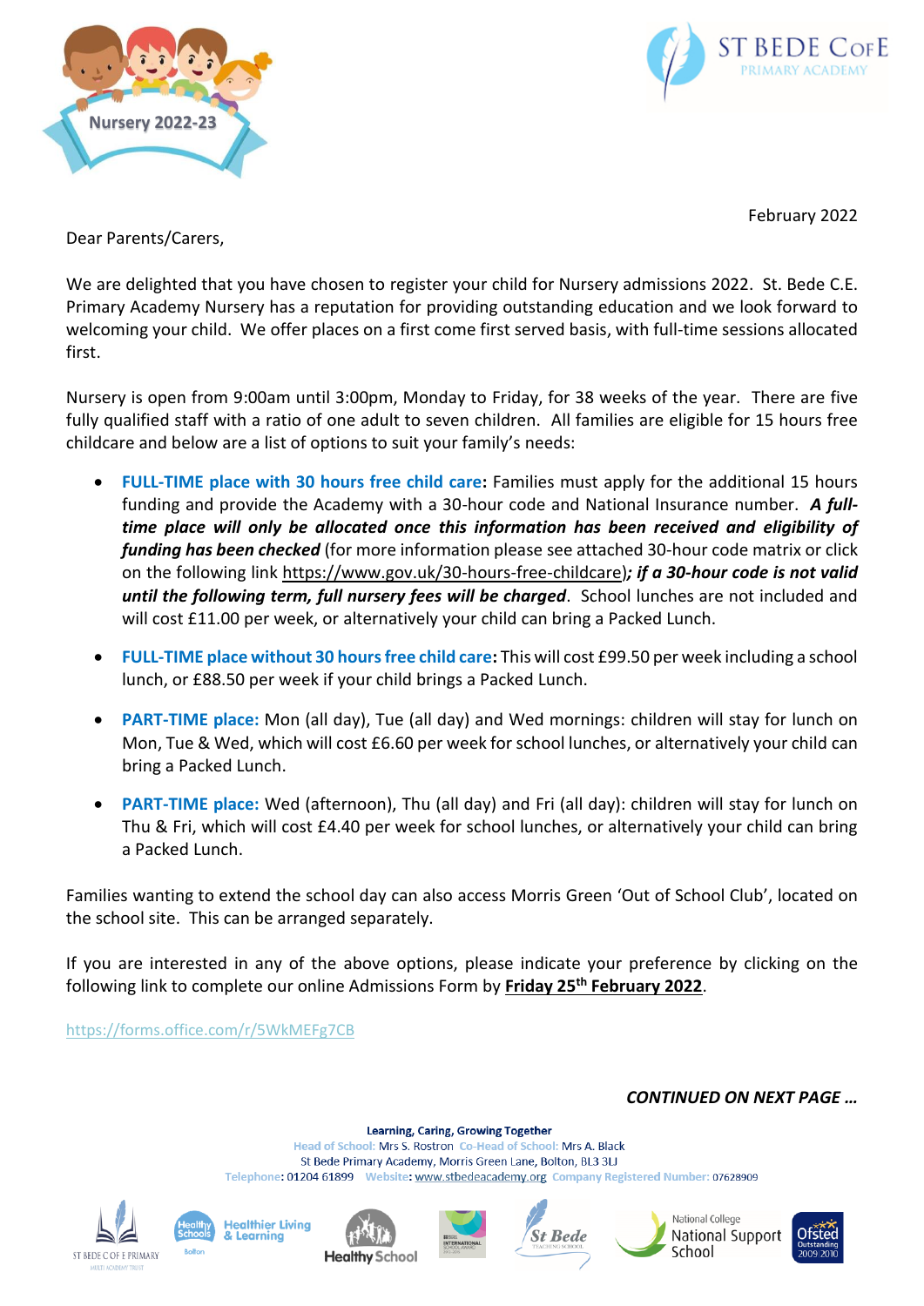Nursery 2022-23

ST BEDE CofE PRIMARY ACADEMY

February 2022

Dear Parents/Carers,

We are delighted that you have chosen to register your child for Nursery admissions 2022. St. Bede C.E. Primary Academy Nursery has a reputation for providing outstanding education and we look forward to welcoming your child. We offer places on a first come first served basis, with full-time sessions allocated first.

Nursery is open from 9:00am until 3:00pm, Monday to Friday, for 38 weeks of the year. There are five fully qualified staff with a ratio of one adult to seven children. All families are eligible for 15 hours free childcare and below are a list of options to suit your family's needs:

- **FULL-TIME place with 30 hours free child care:** Families must apply for the additional 15 hours funding and provide the Academy with a 30-hour code and National Insurance number. ***A full-time place will only be allocated once this information has been received and eligibility of funding has been checked*** (for more information please see attached 30-hour code matrix or click on the following link https://www.gov.uk/30-hours-free-childcare)***; if a 30-hour code is not valid until the following term, full nursery fees will be charged***. School lunches are not included and will cost £11.00 per week, or alternatively your child can bring a Packed Lunch.

- **FULL-TIME place without 30 hours free child care:** This will cost £99.50 per week including a school lunch, or £88.50 per week if your child brings a Packed Lunch.

- **PART-TIME place:** Mon (all day), Tue (all day) and Wed mornings: children will stay for lunch on Mon, Tue & Wed, which will cost £6.60 per week for school lunches, or alternatively your child can bring a Packed Lunch.

- **PART-TIME place:** Wed (afternoon), Thu (all day) and Fri (all day): children will stay for lunch on Thu & Fri, which will cost £4.40 per week for school lunches, or alternatively your child can bring a Packed Lunch.

Families wanting to extend the school day can also access Morris Green 'Out of School Club', located on the school site. This can be arranged separately.

If you are interested in any of the above options, please indicate your preference by clicking on the following link to complete our online Admissions Form by **Friday 25th February 2022**.

https://forms.office.com/r/5WkMEFg7CB

***CONTINUED ON NEXT PAGE …***

**Learning, Caring, Growing Together**

Head of School: Mrs S. Rostron Co-Head of School: Mrs A. Black

St Bede Primary Academy, Morris Green Lane, Bolton, BL3 3LJ

Telephone: 01204 61899 Website: www.stbedeacademy.org Company Registered Number: 07628909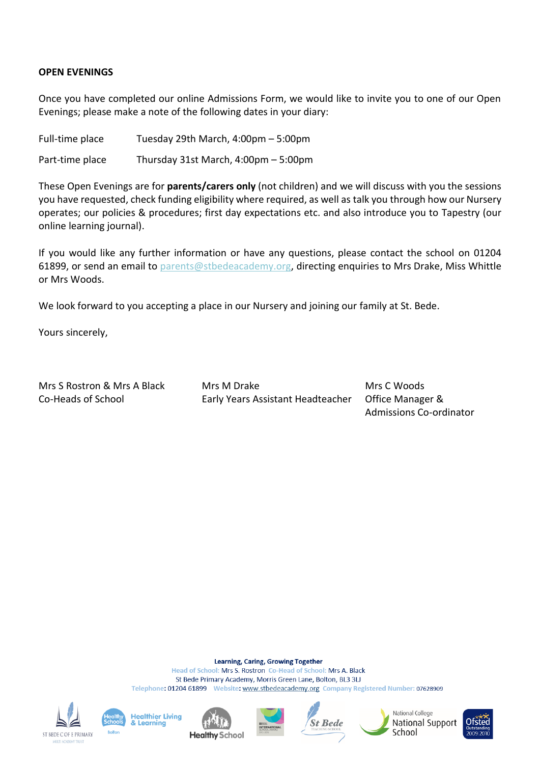**OPEN EVENINGS**

Once you have completed our online Admissions Form, we would like to invite you to one of our Open Evenings; please make a note of the following dates in your diary:

| | |
|---|---|
| Full-time place | Tuesday 29th March, 4:00pm – 5:00pm |
| Part-time place | Thursday 31st March, 4:00pm – 5:00pm |

These Open Evenings are for **parents/carers only** (not children) and we will discuss with you the sessions you have requested, check funding eligibility where required, as well as talk you through how our Nursery operates; our policies & procedures; first day expectations etc. and also introduce you to Tapestry (our online learning journal).

If you would like any further information or have any questions, please contact the school on 01204 61899, or send an email to parents@stbedeacademy.org, directing enquiries to Mrs Drake, Miss Whittle or Mrs Woods.

We look forward to you accepting a place in our Nursery and joining our family at St. Bede.

Yours sincerely,

Mrs S Rostron & Mrs A Black
Co-Heads of School

Mrs M Drake
Early Years Assistant Headteacher

Mrs C Woods
Office Manager &
Admissions Co-ordinator

**Learning, Caring, Growing Together**
Head of School: Mrs S. Rostron Co-Head of School: Mrs A. Black
St Bede Primary Academy, Morris Green Lane, Bolton, BL3 3LJ
Telephone: 01204 61899 Website: www.stbedeacademy.org Company Registered Number: 07628909